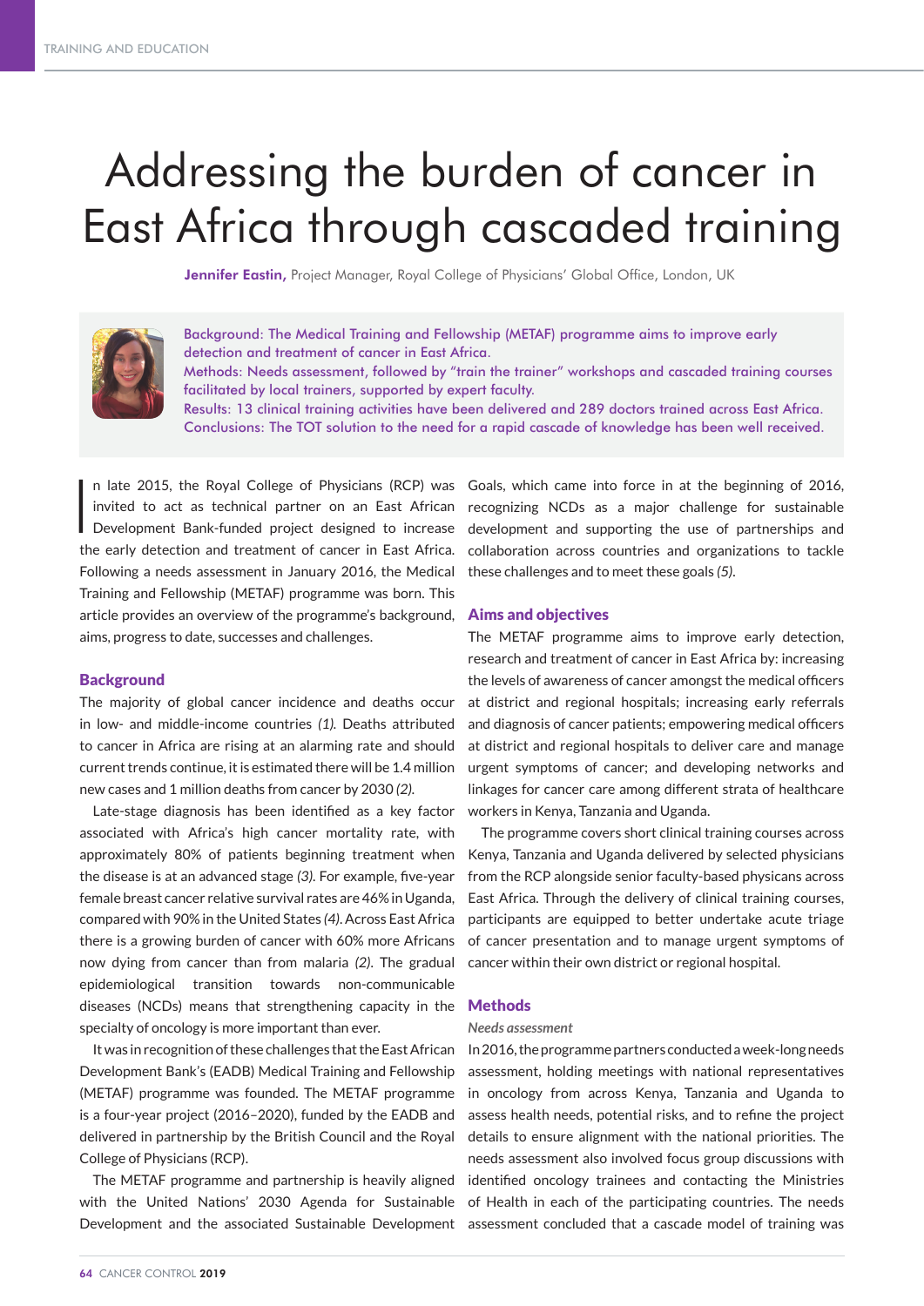# Addressing the burden of cancer in East Africa through cascaded training

**Jennifer Eastin,** Project Manager, Royal College of Physicians' Global Office, London, UK

Background: The Medical Training and Fellowship (METAF) programme aims to improve early detection and treatment of cancer in East Africa.
Methods: Needs assessment, followed by "train the trainer" workshops and cascaded training courses facilitated by local trainers, supported by expert faculty.
Results: 13 clinical training activities have been delivered and 289 doctors trained across East Africa.
Conclusions: The TOT solution to the need for a rapid cascade of knowledge has been well received.

In late 2015, the Royal College of Physicians (RCP) was invited to act as technical partner on an East African Development Bank-funded project designed to increase the early detection and treatment of cancer in East Africa. Following a needs assessment in January 2016, the Medical Training and Fellowship (METAF) programme was born. This article provides an overview of the programme's background, aims, progress to date, successes and challenges.

## Background

The majority of global cancer incidence and deaths occur in low- and middle-income countries *(1).* Deaths attributed to cancer in Africa are rising at an alarming rate and should current trends continue, it is estimated there will be 1.4 million new cases and 1 million deaths from cancer by 2030 *(2).*

Late-stage diagnosis has been identified as a key factor associated with Africa's high cancer mortality rate, with approximately 80% of patients beginning treatment when the disease is at an advanced stage *(3).* For example, five-year female breast cancer relative survival rates are 46% in Uganda, compared with 90% in the United States *(4).* Across East Africa there is a growing burden of cancer with 60% more Africans now dying from cancer than from malaria *(2).* The gradual epidemiological transition towards non-communicable diseases (NCDs) means that strengthening capacity in the specialty of oncology is more important than ever.

It was in recognition of these challenges that the East African Development Bank's (EADB) Medical Training and Fellowship (METAF) programme was founded. The METAF programme is a four-year project (2016–2020), funded by the EADB and delivered in partnership by the British Council and the Royal College of Physicians (RCP).

The METAF programme and partnership is heavily aligned with the United Nations' 2030 Agenda for Sustainable Development and the associated Sustainable Development Goals, which came into force in at the beginning of 2016, recognizing NCDs as a major challenge for sustainable development and supporting the use of partnerships and collaboration across countries and organizations to tackle these challenges and to meet these goals *(5).*

## Aims and objectives

The METAF programme aims to improve early detection, research and treatment of cancer in East Africa by: increasing the levels of awareness of cancer amongst the medical officers at district and regional hospitals; increasing early referrals and diagnosis of cancer patients; empowering medical officers at district and regional hospitals to deliver care and manage urgent symptoms of cancer; and developing networks and linkages for cancer care among different strata of healthcare workers in Kenya, Tanzania and Uganda.

The programme covers short clinical training courses across Kenya, Tanzania and Uganda delivered by selected physicians from the RCP alongside senior faculty-based physicans across East Africa. Through the delivery of clinical training courses, participants are equipped to better undertake acute triage of cancer presentation and to manage urgent symptoms of cancer within their own district or regional hospital.

## Methods

*Needs assessment*

In 2016, the programme partners conducted a week-long needs assessment, holding meetings with national representatives in oncology from across Kenya, Tanzania and Uganda to assess health needs, potential risks, and to refine the project details to ensure alignment with the national priorities. The needs assessment also involved focus group discussions with identified oncology trainees and contacting the Ministries of Health in each of the participating countries. The needs assessment concluded that a cascade model of training was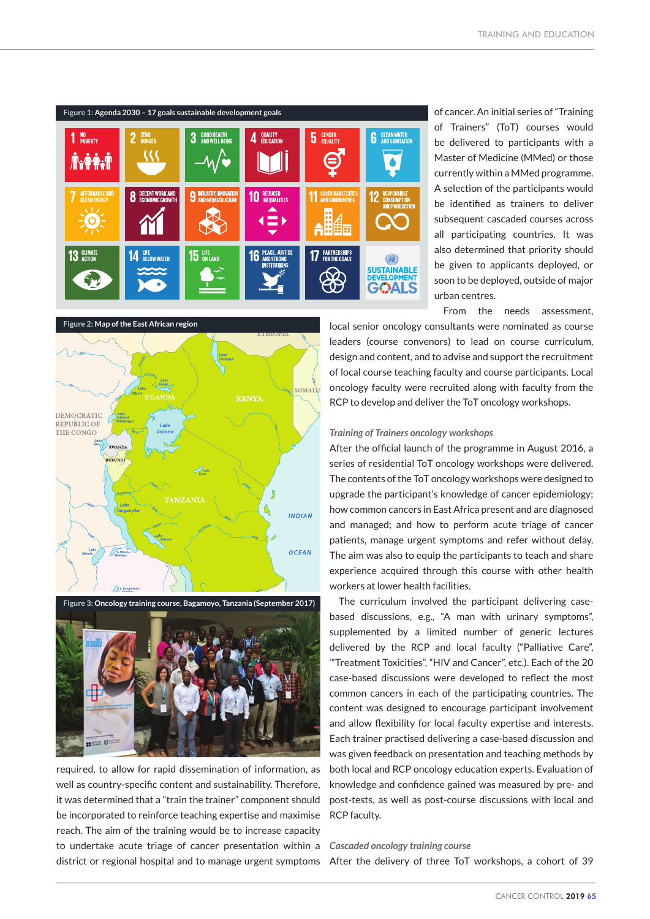Figure 1: Agenda 2030 – 17 goals sustainable development goals

Figure 2: Map of the East African region

Figure 3: Oncology training course, Bagamoyo, Tanzania (September 2017)

required, to allow for rapid dissemination of information, as well as country-specific content and sustainability. Therefore, it was determined that a "train the trainer" component should be incorporated to reinforce teaching expertise and maximise reach. The aim of the training would be to increase capacity to undertake acute triage of cancer presentation within a district or regional hospital and to manage urgent symptoms of cancer. An initial series of "Training of Trainers" (ToT) courses would be delivered to participants with a Master of Medicine (MMed) or those currently within a MMed programme. A selection of the participants would be identified as trainers to deliver subsequent cascaded courses across all participating countries. It was also determined that priority should be given to applicants deployed, or soon to be deployed, outside of major urban centres.

From the needs assessment, local senior oncology consultants were nominated as course leaders (course convenors) to lead on course curriculum, design and content, and to advise and support the recruitment of local course teaching faculty and course participants. Local oncology faculty were recruited along with faculty from the RCP to develop and deliver the ToT oncology workshops.

*Training of Trainers oncology workshops*

After the official launch of the programme in August 2016, a series of residential ToT oncology workshops were delivered. The contents of the ToT oncology workshops were designed to upgrade the participant's knowledge of cancer epidemiology; how common cancers in East Africa present and are diagnosed and managed; and how to perform acute triage of cancer patients, manage urgent symptoms and refer without delay. The aim was also to equip the participants to teach and share experience acquired through this course with other health workers at lower health facilities.

The curriculum involved the participant delivering case-based discussions, e.g., "A man with urinary symptoms", supplemented by a limited number of generic lectures delivered by the RCP and local faculty ("Palliative Care", "Treatment Toxicities", "HIV and Cancer", etc.). Each of the 20 case-based discussions were developed to reflect the most common cancers in each of the participating countries. The content was designed to encourage participant involvement and allow flexibility for local faculty expertise and interests. Each trainer practised delivering a case-based discussion and was given feedback on presentation and teaching methods by both local and RCP oncology education experts. Evaluation of knowledge and confidence gained was measured by pre- and post-tests, as well as post-course discussions with local and RCP faculty.

*Cascaded oncology training course*

After the delivery of three ToT workshops, a cohort of 39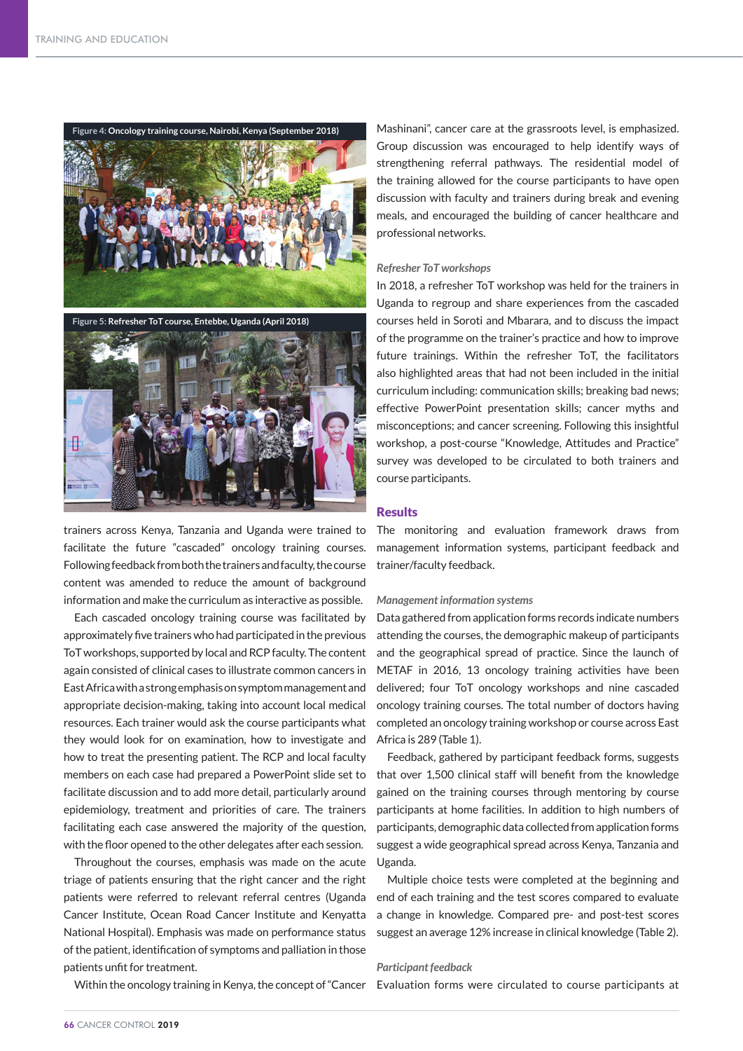Figure 4: **Oncology training course, Nairobi, Kenya (September 2018)**

Figure 5: **Refresher ToT course, Entebbe, Uganda (April 2018)**

trainers across Kenya, Tanzania and Uganda were trained to facilitate the future "cascaded" oncology training courses. Following feedback from both the trainers and faculty, the course content was amended to reduce the amount of background information and make the curriculum as interactive as possible.

Each cascaded oncology training course was facilitated by approximately five trainers who had participated in the previous ToT workshops, supported by local and RCP faculty. The content again consisted of clinical cases to illustrate common cancers in East Africa with a strong emphasis on symptom management and appropriate decision-making, taking into account local medical resources. Each trainer would ask the course participants what they would look for on examination, how to investigate and how to treat the presenting patient. The RCP and local faculty members on each case had prepared a PowerPoint slide set to facilitate discussion and to add more detail, particularly around epidemiology, treatment and priorities of care. The trainers facilitating each case answered the majority of the question, with the floor opened to the other delegates after each session.

Throughout the courses, emphasis was made on the acute triage of patients ensuring that the right cancer and the right patients were referred to relevant referral centres (Uganda Cancer Institute, Ocean Road Cancer Institute and Kenyatta National Hospital). Emphasis was made on performance status of the patient, identification of symptoms and palliation in those patients unfit for treatment.

Within the oncology training in Kenya, the concept of "Cancer Mashinani", cancer care at the grassroots level, is emphasized. Group discussion was encouraged to help identify ways of strengthening referral pathways. The residential model of the training allowed for the course participants to have open discussion with faculty and trainers during break and evening meals, and encouraged the building of cancer healthcare and professional networks.

### *Refresher ToT workshops*

In 2018, a refresher ToT workshop was held for the trainers in Uganda to regroup and share experiences from the cascaded courses held in Soroti and Mbarara, and to discuss the impact of the programme on the trainer's practice and how to improve future trainings. Within the refresher ToT, the facilitators also highlighted areas that had not been included in the initial curriculum including: communication skills; breaking bad news; effective PowerPoint presentation skills; cancer myths and misconceptions; and cancer screening. Following this insightful workshop, a post-course "Knowledge, Attitudes and Practice" survey was developed to be circulated to both trainers and course participants.

## Results

The monitoring and evaluation framework draws from management information systems, participant feedback and trainer/faculty feedback.

### *Management information systems*

Data gathered from application forms records indicate numbers attending the courses, the demographic makeup of participants and the geographical spread of practice. Since the launch of METAF in 2016, 13 oncology training activities have been delivered; four ToT oncology workshops and nine cascaded oncology training courses. The total number of doctors having completed an oncology training workshop or course across East Africa is 289 (Table 1).

Feedback, gathered by participant feedback forms, suggests that over 1,500 clinical staff will benefit from the knowledge gained on the training courses through mentoring by course participants at home facilities. In addition to high numbers of participants, demographic data collected from application forms suggest a wide geographical spread across Kenya, Tanzania and Uganda.

Multiple choice tests were completed at the beginning and end of each training and the test scores compared to evaluate a change in knowledge. Compared pre- and post-test scores suggest an average 12% increase in clinical knowledge (Table 2).

### *Participant feedback*

Evaluation forms were circulated to course participants at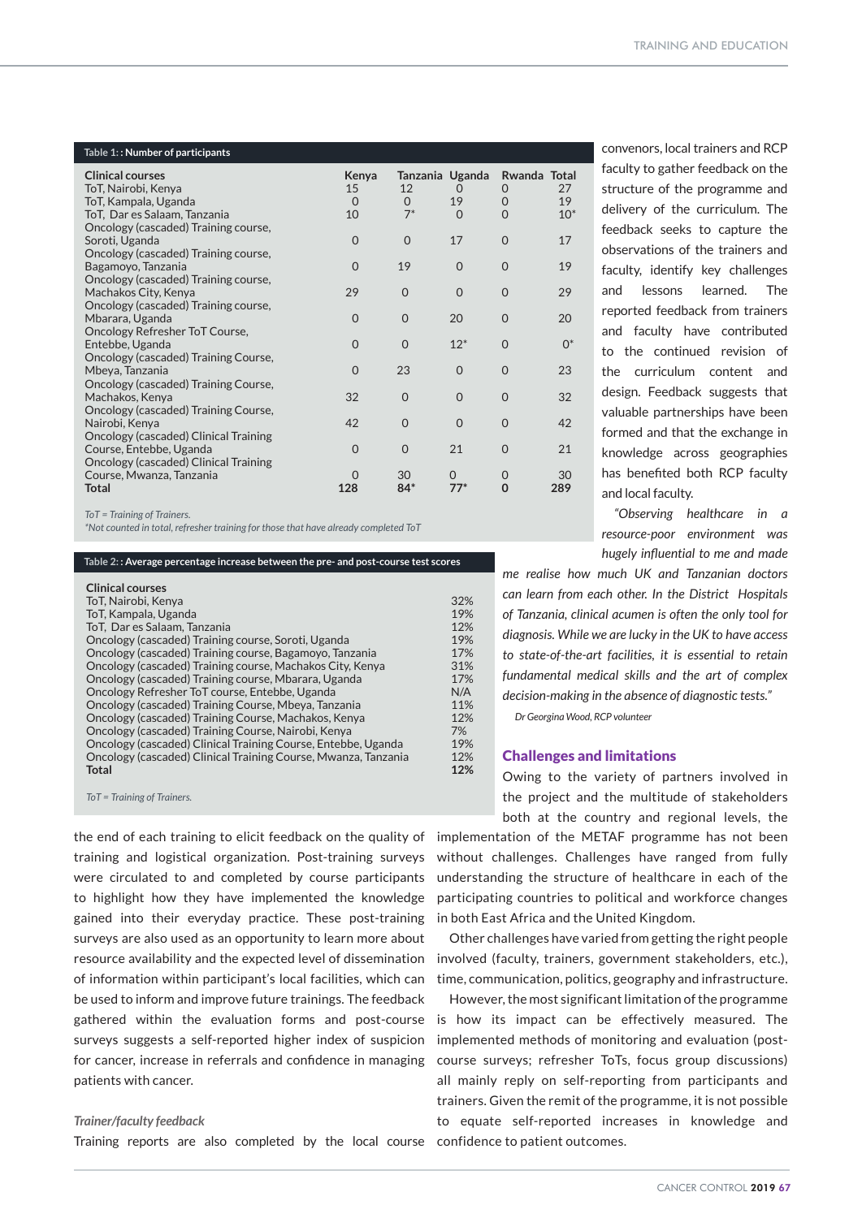**Table 1: : Number of participants**

| Clinical courses | Kenya | Tanzania | Uganda | Rwanda | Total |
|---|---|---|---|---|---|
| ToT, Nairobi, Kenya | 15 | 12 | 0 | 0 | 27 |
| ToT, Kampala, Uganda | 0 | 0 | 19 | 0 | 19 |
| ToT, Dar es Salaam, Tanzania | 10 | 7* | 0 | 0 | 10* |
| Oncology (cascaded) Training course, Soroti, Uganda | 0 | 0 | 17 | 0 | 17 |
| Oncology (cascaded) Training course, Bagamoyo, Tanzania | 0 | 19 | 0 | 0 | 19 |
| Oncology (cascaded) Training course, Machakos City, Kenya | 29 | 0 | 0 | 0 | 29 |
| Oncology (cascaded) Training course, Mbarara, Uganda | 0 | 0 | 20 | 0 | 20 |
| Oncology Refresher ToT Course, Entebbe, Uganda | 0 | 0 | 12* | 0 | 0* |
| Oncology (cascaded) Training Course, Mbeya, Tanzania | 0 | 23 | 0 | 0 | 23 |
| Oncology (cascaded) Training Course, Machakos, Kenya | 32 | 0 | 0 | 0 | 32 |
| Oncology (cascaded) Training Course, Nairobi, Kenya | 42 | 0 | 0 | 0 | 42 |
| Oncology (cascaded) Clinical Training Course, Entebbe, Uganda | 0 | 0 | 21 | 0 | 21 |
| Oncology (cascaded) Clinical Training Course, Mwanza, Tanzania | 0 | 30 | 0 | 0 | 30 |
| **Total** | **128** | **84*** | **77*** | **0** | **289** |

*ToT = Training of Trainers.*
*\*Not counted in total, refresher training for those that have already completed ToT*

**Table 2: : Average percentage increase between the pre- and post-course test scores**

| Clinical courses | |
|---|---|
| ToT, Nairobi, Kenya | 32% |
| ToT, Kampala, Uganda | 19% |
| ToT, Dar es Salaam, Tanzania | 12% |
| Oncology (cascaded) Training course, Soroti, Uganda | 19% |
| Oncology (cascaded) Training course, Bagamoyo, Tanzania | 17% |
| Oncology (cascaded) Training course, Machakos City, Kenya | 31% |
| Oncology (cascaded) Training course, Mbarara, Uganda | 17% |
| Oncology Refresher ToT course, Entebbe, Uganda | N/A |
| Oncology (cascaded) Training Course, Mbeya, Tanzania | 11% |
| Oncology (cascaded) Training Course, Machakos, Kenya | 12% |
| Oncology (cascaded) Training Course, Nairobi, Kenya | 7% |
| Oncology (cascaded) Clinical Training Course, Entebbe, Uganda | 19% |
| Oncology (cascaded) Clinical Training Course, Mwanza, Tanzania | 12% |
| **Total** | **12%** |

*ToT = Training of Trainers.*

the end of each training to elicit feedback on the quality of training and logistical organization. Post-training surveys were circulated to and completed by course participants to highlight how they have implemented the knowledge gained into their everyday practice. These post-training surveys are also used as an opportunity to learn more about resource availability and the expected level of dissemination of information within participant's local facilities, which can be used to inform and improve future trainings. The feedback gathered within the evaluation forms and post-course surveys suggests a self-reported higher index of suspicion for cancer, increase in referrals and confidence in managing patients with cancer.

*Trainer/faculty feedback*

Training reports are also completed by the local course convenors, local trainers and RCP faculty to gather feedback on the structure of the programme and delivery of the curriculum. The feedback seeks to capture the observations of the trainers and faculty, identify key challenges and lessons learned. The reported feedback from trainers and faculty have contributed to the continued revision of the curriculum content and design. Feedback suggests that valuable partnerships have been formed and that the exchange in knowledge across geographies has benefited both RCP faculty and local faculty.

*"Observing healthcare in a resource-poor environment was hugely influential to me and made me realise how much UK and Tanzanian doctors can learn from each other. In the District Hospitals of Tanzania, clinical acumen is often the only tool for diagnosis. While we are lucky in the UK to have access to state-of-the-art facilities, it is essential to retain fundamental medical skills and the art of complex decision-making in the absence of diagnostic tests."*

*Dr Georgina Wood, RCP volunteer*

## Challenges and limitations

Owing to the variety of partners involved in the project and the multitude of stakeholders both at the country and regional levels, the implementation of the METAF programme has not been without challenges. Challenges have ranged from fully understanding the structure of healthcare in each of the participating countries to political and workforce changes in both East Africa and the United Kingdom.

Other challenges have varied from getting the right people involved (faculty, trainers, government stakeholders, etc.), time, communication, politics, geography and infrastructure.

However, the most significant limitation of the programme is how its impact can be effectively measured. The implemented methods of monitoring and evaluation (post-course surveys; refresher ToTs, focus group discussions) all mainly reply on self-reporting from participants and trainers. Given the remit of the programme, it is not possible to equate self-reported increases in knowledge and confidence to patient outcomes.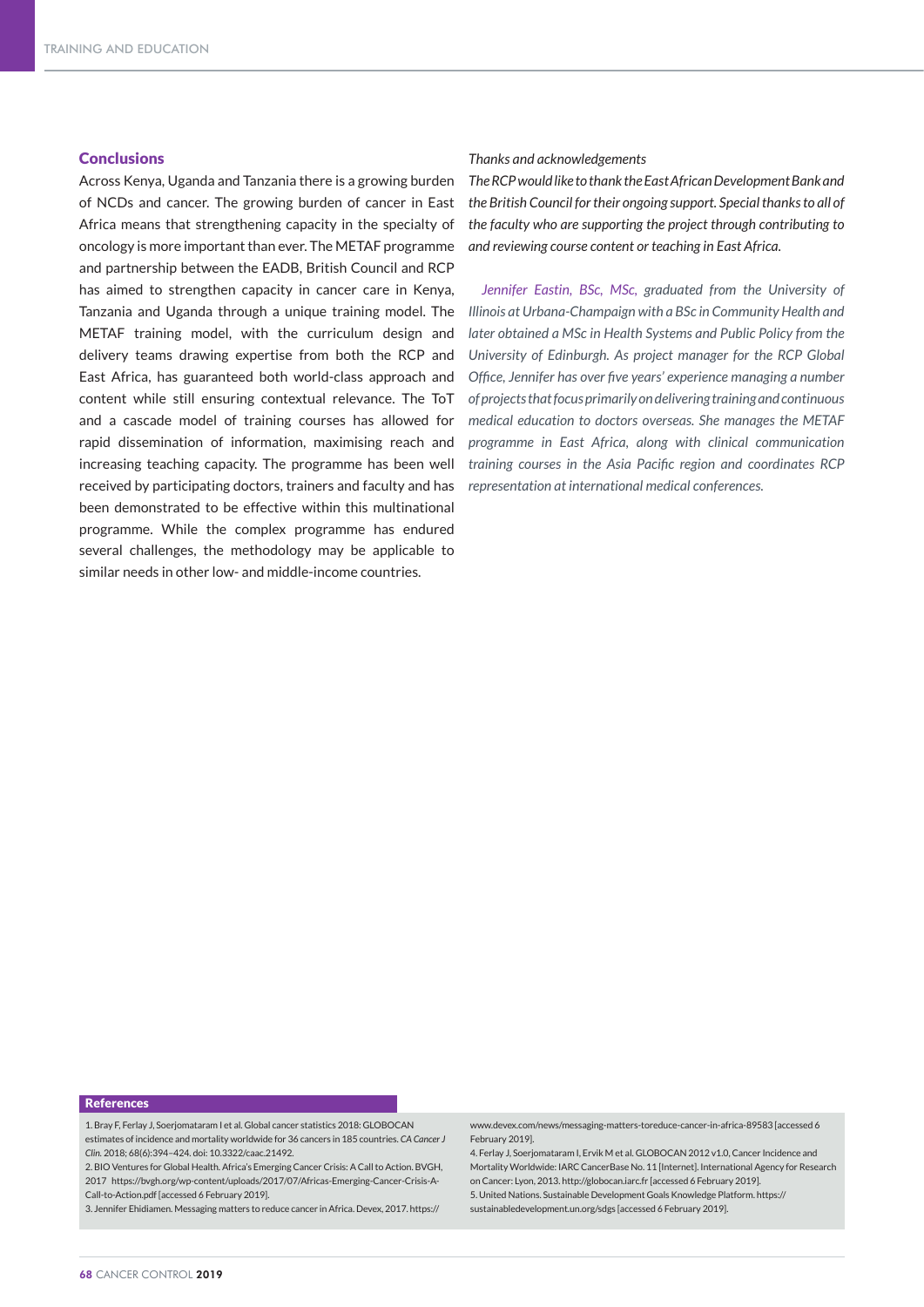## Conclusions

Across Kenya, Uganda and Tanzania there is a growing burden of NCDs and cancer. The growing burden of cancer in East Africa means that strengthening capacity in the specialty of oncology is more important than ever. The METAF programme and partnership between the EADB, British Council and RCP has aimed to strengthen capacity in cancer care in Kenya, Tanzania and Uganda through a unique training model. The METAF training model, with the curriculum design and delivery teams drawing expertise from both the RCP and East Africa, has guaranteed both world-class approach and content while still ensuring contextual relevance. The ToT and a cascade model of training courses has allowed for rapid dissemination of information, maximising reach and increasing teaching capacity. The programme has been well received by participating doctors, trainers and faculty and has been demonstrated to be effective within this multinational programme. While the complex programme has endured several challenges, the methodology may be applicable to similar needs in other low- and middle-income countries.

*Thanks and acknowledgements*

*The RCP would like to thank the East African Development Bank and the British Council for their ongoing support. Special thanks to all of the faculty who are supporting the project through contributing to and reviewing course content or teaching in East Africa.*

*Jennifer Eastin, BSc, MSc, graduated from the University of Illinois at Urbana-Champaign with a BSc in Community Health and later obtained a MSc in Health Systems and Public Policy from the University of Edinburgh. As project manager for the RCP Global Office, Jennifer has over five years' experience managing a number of projects that focus primarily on delivering training and continuous medical education to doctors overseas. She manages the METAF programme in East Africa, along with clinical communication training courses in the Asia Pacific region and coordinates RCP representation at international medical conferences.*

### References

1. Bray F, Ferlay J, Soerjomataram I et al. Global cancer statistics 2018: GLOBOCAN estimates of incidence and mortality worldwide for 36 cancers in 185 countries. *CA Cancer J Clin.* 2018; 68(6):394–424. doi: 10.3322/caac.21492.
2. BIO Ventures for Global Health. Africa's Emerging Cancer Crisis: A Call to Action. BVGH, 2017 https://bvgh.org/wp-content/uploads/2017/07/Africas-Emerging-Cancer-Crisis-A-Call-to-Action.pdf [accessed 6 February 2019].
3. Jennifer Ehidiamen. Messaging matters to reduce cancer in Africa. Devex, 2017. https://www.devex.com/news/messaging-matters-toreduce-cancer-in-africa-89583 [accessed 6 February 2019].
4. Ferlay J, Soerjomataram I, Ervik M et al. GLOBOCAN 2012 v1.0, Cancer Incidence and Mortality Worldwide: IARC CancerBase No. 11 [Internet]. International Agency for Research on Cancer: Lyon, 2013. http://globocan.iarc.fr [accessed 6 February 2019].
5. United Nations. Sustainable Development Goals Knowledge Platform. https://sustainabledevelopment.un.org/sdgs [accessed 6 February 2019].